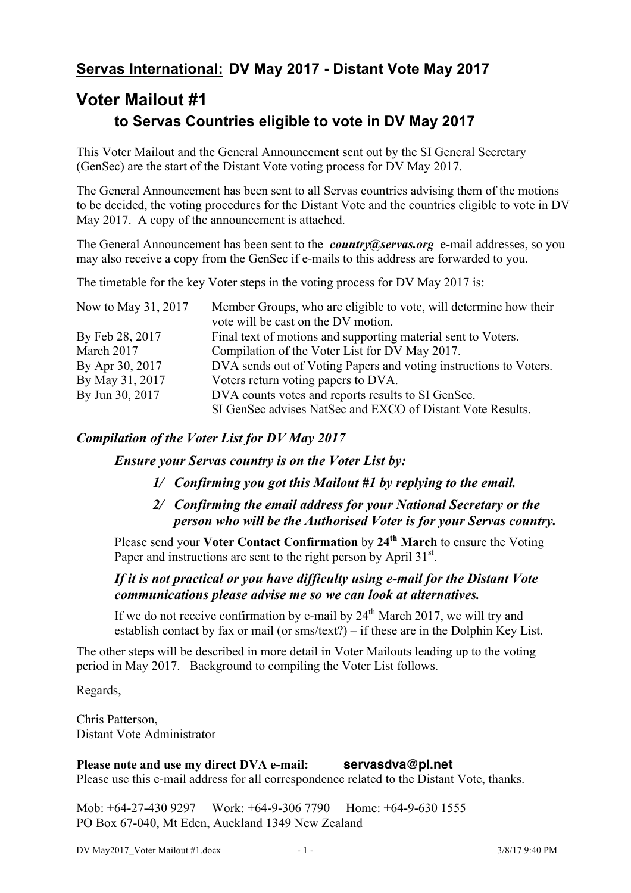## **Servas International:** DV May 2017 - Distant Vote May 2017

# Voter Mailout #1

### to Servas Countries eligible to vote in DV May 2017

This Voter Mailout and the General Announcement sent out by the SI General Secretary (GenSec) are the start of the Distant Vote voting process for DV May 2017.

The General Announcement has been sent to all Servas countries advising them of the motions to be decided, the voting procedures for the Distant Vote and the countries eligible to vote in DV May 2017. A copy of the announcement is attached.

The General Announcement has been sent to the ***country@servas.org*** e-mail addresses, so you may also receive a copy from the GenSec if e-mails to this address are forwarded to you.

The timetable for the key Voter steps in the voting process for DV May 2017 is:

| | |
|---|---|
| Now to May 31, 2017 | Member Groups, who are eligible to vote, will determine how their vote will be cast on the DV motion. |
| By Feb 28, 2017 | Final text of motions and supporting material sent to Voters. |
| March 2017 | Compilation of the Voter List for DV May 2017. |
| By Apr 30, 2017 | DVA sends out of Voting Papers and voting instructions to Voters. |
| By May 31, 2017 | Voters return voting papers to DVA. |
| By Jun 30, 2017 | DVA counts votes and reports results to SI GenSec. SI GenSec advises NatSec and EXCO of Distant Vote Results. |

### *Compilation of the Voter List for DV May 2017*

***Ensure your Servas country is on the Voter List by:***

***1/ Confirming you got this Mailout #1 by replying to the email.***

***2/ Confirming the email address for your National Secretary or the person who will be the Authorised Voter is for your Servas country.***

Please send your **Voter Contact Confirmation** by **24th March** to ensure the Voting Paper and instructions are sent to the right person by April 31st.

***If it is not practical or you have difficulty using e-mail for the Distant Vote communications please advise me so we can look at alternatives.***

If we do not receive confirmation by e-mail by 24th March 2017, we will try and establish contact by fax or mail (or sms/text?) – if these are in the Dolphin Key List.

The other steps will be described in more detail in Voter Mailouts leading up to the voting period in May 2017. Background to compiling the Voter List follows.

Regards,

Chris Patterson,
Distant Vote Administrator

**Please note and use my direct DVA e-mail:** **servasdva@pl.net**
Please use this e-mail address for all correspondence related to the Distant Vote, thanks.

Mob: +64-27-430 9297 Work: +64-9-306 7790 Home: +64-9-630 1555
PO Box 67-040, Mt Eden, Auckland 1349 New Zealand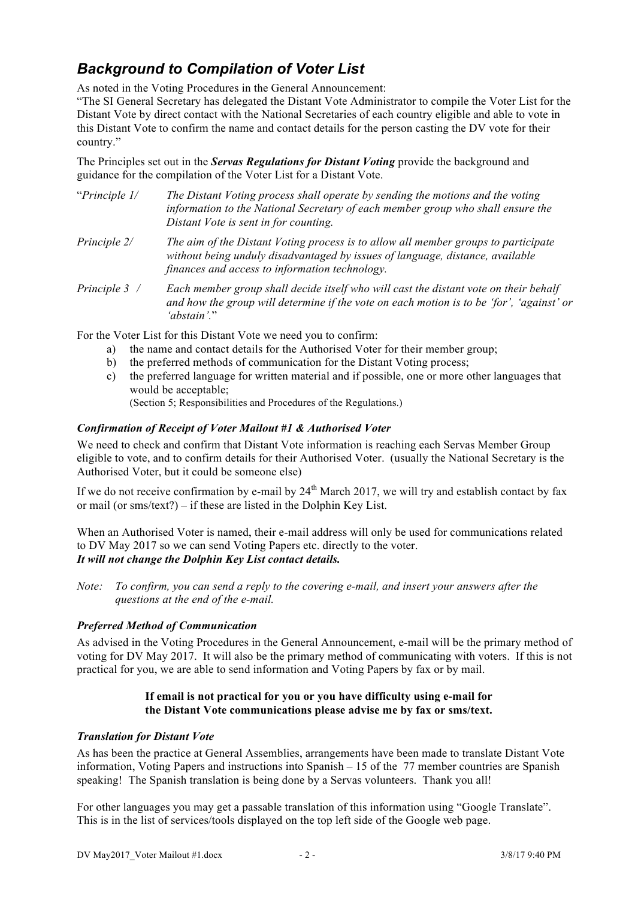## *Background to Compilation of Voter List*

As noted in the Voting Procedures in the General Announcement:
"The SI General Secretary has delegated the Distant Vote Administrator to compile the Voter List for the Distant Vote by direct contact with the National Secretaries of each country eligible and able to vote in this Distant Vote to confirm the name and contact details for the person casting the DV vote for their country."

The Principles set out in the ***Servas Regulations for Distant Voting*** provide the background and guidance for the compilation of the Voter List for a Distant Vote.

"*Principle 1/* *The Distant Voting process shall operate by sending the motions and the voting information to the National Secretary of each member group who shall ensure the Distant Vote is sent in for counting.*

*Principle 2/* *The aim of the Distant Voting process is to allow all member groups to participate without being unduly disadvantaged by issues of language, distance, available finances and access to information technology.*

*Principle 3 /* *Each member group shall decide itself who will cast the distant vote on their behalf and how the group will determine if the vote on each motion is to be 'for', 'against' or 'abstain'.*"

For the Voter List for this Distant Vote we need you to confirm:

a) the name and contact details for the Authorised Voter for their member group;
b) the preferred methods of communication for the Distant Voting process;
c) the preferred language for written material and if possible, one or more other languages that would be acceptable;
(Section 5; Responsibilities and Procedures of the Regulations.)

### *Confirmation of Receipt of Voter Mailout #1 & Authorised Voter*

We need to check and confirm that Distant Vote information is reaching each Servas Member Group eligible to vote, and to confirm details for their Authorised Voter. (usually the National Secretary is the Authorised Voter, but it could be someone else)

If we do not receive confirmation by e-mail by 24th March 2017, we will try and establish contact by fax or mail (or sms/text?) – if these are listed in the Dolphin Key List.

When an Authorised Voter is named, their e-mail address will only be used for communications related to DV May 2017 so we can send Voting Papers etc. directly to the voter.
***It will not change the Dolphin Key List contact details.***

*Note: To confirm, you can send a reply to the covering e-mail, and insert your answers after the questions at the end of the e-mail.*

### *Preferred Method of Communication*

As advised in the Voting Procedures in the General Announcement, e-mail will be the primary method of voting for DV May 2017. It will also be the primary method of communicating with voters. If this is not practical for you, we are able to send information and Voting Papers by fax or by mail.

**If email is not practical for you or you have difficulty using e-mail for the Distant Vote communications please advise me by fax or sms/text.**

### *Translation for Distant Vote*

As has been the practice at General Assemblies, arrangements have been made to translate Distant Vote information, Voting Papers and instructions into Spanish – 15 of the 77 member countries are Spanish speaking! The Spanish translation is being done by a Servas volunteers. Thank you all!

For other languages you may get a passable translation of this information using "Google Translate". This is in the list of services/tools displayed on the top left side of the Google web page.